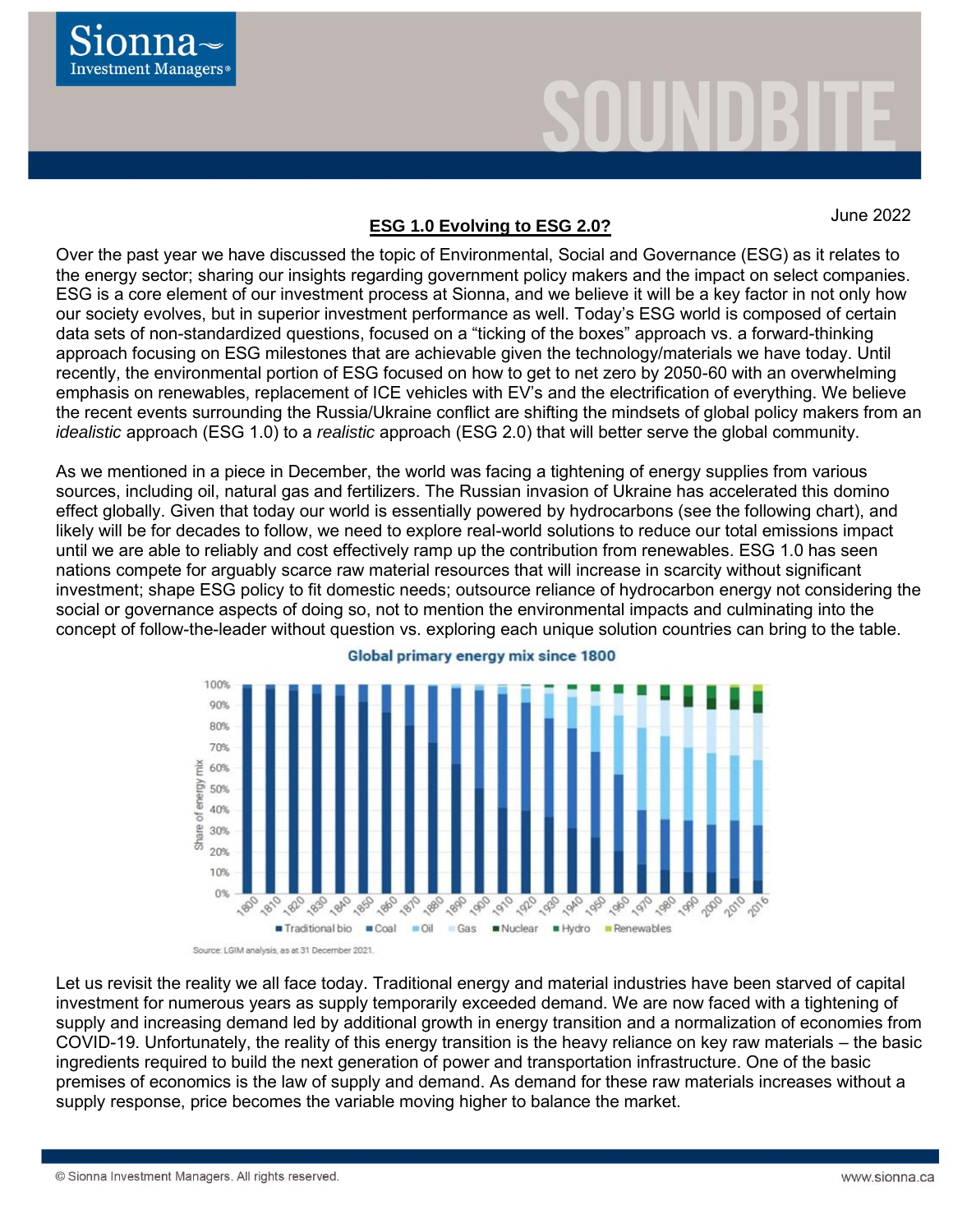Sionna Investment Managers

SOUNDBITE

June 2022

## ESG 1.0 Evolving to ESG 2.0?

Over the past year we have discussed the topic of Environmental, Social and Governance (ESG) as it relates to the energy sector; sharing our insights regarding government policy makers and the impact on select companies. ESG is a core element of our investment process at Sionna, and we believe it will be a key factor in not only how our society evolves, but in superior investment performance as well. Today's ESG world is composed of certain data sets of non-standardized questions, focused on a "ticking of the boxes" approach vs. a forward-thinking approach focusing on ESG milestones that are achievable given the technology/materials we have today. Until recently, the environmental portion of ESG focused on how to get to net zero by 2050-60 with an overwhelming emphasis on renewables, replacement of ICE vehicles with EV's and the electrification of everything. We believe the recent events surrounding the Russia/Ukraine conflict are shifting the mindsets of global policy makers from an *idealistic* approach (ESG 1.0) to a *realistic* approach (ESG 2.0) that will better serve the global community.

As we mentioned in a piece in December, the world was facing a tightening of energy supplies from various sources, including oil, natural gas and fertilizers. The Russian invasion of Ukraine has accelerated this domino effect globally. Given that today our world is essentially powered by hydrocarbons (see the following chart), and likely will be for decades to follow, we need to explore real-world solutions to reduce our total emissions impact until we are able to reliably and cost effectively ramp up the contribution from renewables. ESG 1.0 has seen nations compete for arguably scarce raw material resources that will increase in scarcity without significant investment; shape ESG policy to fit domestic needs; outsource reliance of hydrocarbon energy not considering the social or governance aspects of doing so, not to mention the environmental impacts and culminating into the concept of follow-the-leader without question vs. exploring each unique solution countries can bring to the table.

**Global primary energy mix since 1800**

(Chart: Share of energy mix, 0%–100%, 1800–2016; series: Traditional bio, Coal, Oil, Gas, Nuclear, Hydro, Renewables)

Source: LGIM analysis, as at 31 December 2021.

Let us revisit the reality we all face today. Traditional energy and material industries have been starved of capital investment for numerous years as supply temporarily exceeded demand. We are now faced with a tightening of supply and increasing demand led by additional growth in energy transition and a normalization of economies from COVID-19. Unfortunately, the reality of this energy transition is the heavy reliance on key raw materials – the basic ingredients required to build the next generation of power and transportation infrastructure. One of the basic premises of economics is the law of supply and demand. As demand for these raw materials increases without a supply response, price becomes the variable moving higher to balance the market.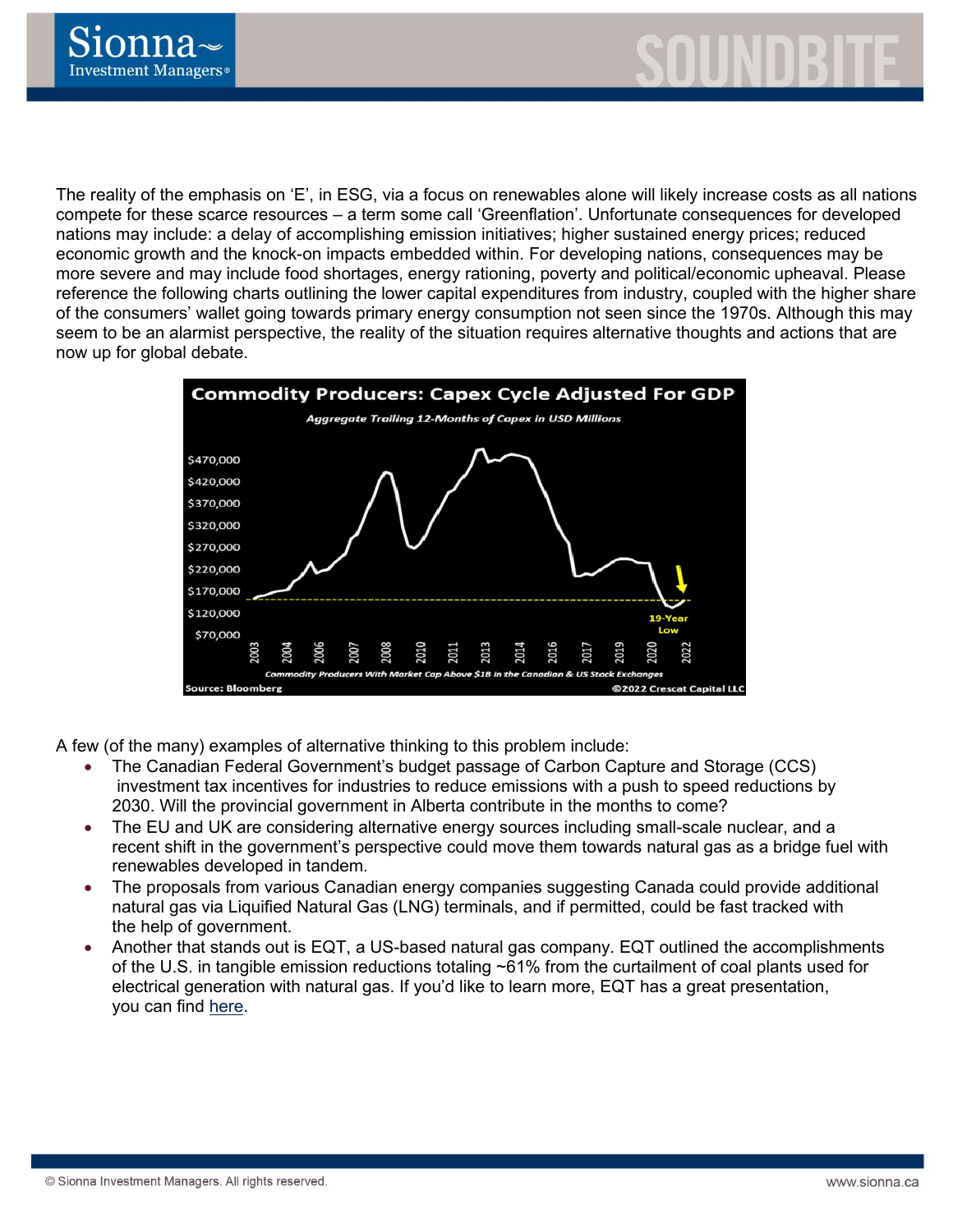The reality of the emphasis on 'E', in ESG, via a focus on renewables alone will likely increase costs as all nations compete for these scarce resources – a term some call 'Greenflation'. Unfortunate consequences for developed nations may include: a delay of accomplishing emission initiatives; higher sustained energy prices; reduced economic growth and the knock-on impacts embedded within. For developing nations, consequences may be more severe and may include food shortages, energy rationing, poverty and political/economic upheaval. Please reference the following charts outlining the lower capital expenditures from industry, coupled with the higher share of the consumers' wallet going towards primary energy consumption not seen since the 1970s. Although this may seem to be an alarmist perspective, the reality of the situation requires alternative thoughts and actions that are now up for global debate.

**Commodity Producers: Capex Cycle Adjusted For GDP**

*Aggregate Trailing 12-Months of Capex in USD Millions*

*Commodity Producers With Market Cap Above $1B in the Canadian & US Stock Exchanges*

Source: Bloomberg ©2022 Crescat Capital LLC

A few (of the many) examples of alternative thinking to this problem include:

- The Canadian Federal Government's budget passage of Carbon Capture and Storage (CCS) investment tax incentives for industries to reduce emissions with a push to speed reductions by 2030. Will the provincial government in Alberta contribute in the months to come?
- The EU and UK are considering alternative energy sources including small-scale nuclear, and a recent shift in the government's perspective could move them towards natural gas as a bridge fuel with renewables developed in tandem.
- The proposals from various Canadian energy companies suggesting Canada could provide additional natural gas via Liquified Natural Gas (LNG) terminals, and if permitted, could be fast tracked with the help of government.
- Another that stands out is EQT, a US-based natural gas company. EQT outlined the accomplishments of the U.S. in tangible emission reductions totaling ~61% from the curtailment of coal plants used for electrical generation with natural gas. If you'd like to learn more, EQT has a great presentation, you can find here.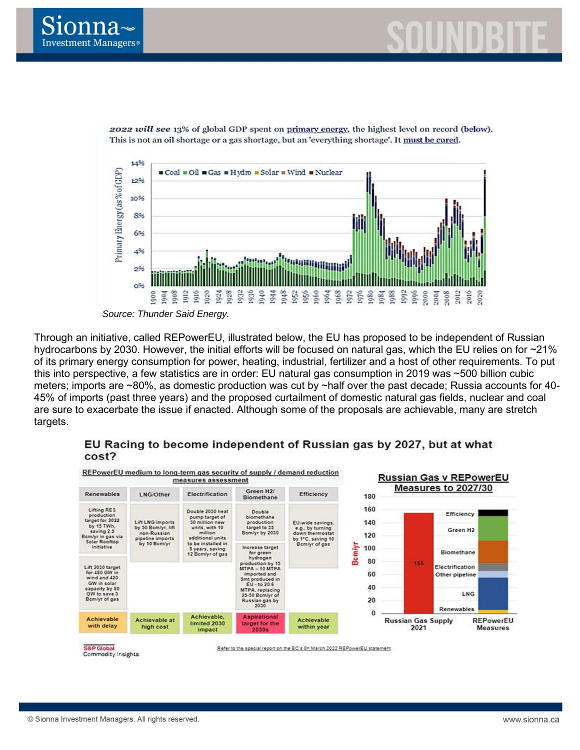*2022 will see* 13% of global GDP spent on primary energy, the highest level on record (below). This is not an oil shortage or a gas shortage, but an 'everything shortage'. It must be cured.

*Source: Thunder Said Energy.*

Through an initiative, called REPowerEU, illustrated below, the EU has proposed to be independent of Russian hydrocarbons by 2030. However, the initial efforts will be focused on natural gas, which the EU relies on for ~21% of its primary energy consumption for power, heating, industrial, fertilizer and a host of other requirements. To put this into perspective, a few statistics are in order: EU natural gas consumption in 2019 was ~500 billion cubic meters; imports are ~80%, as domestic production was cut by ~half over the past decade; Russia accounts for 40-45% of imports (past three years) and the proposed curtailment of domestic natural gas fields, nuclear and coal are sure to exacerbate the issue if enacted. Although some of the proposals are achievable, many are stretch targets.

**EU Racing to become independent of Russian gas by 2027, but at what cost?**

REPowerEU medium to long-term gas security of supply / demand reduction measures assessment

| Renewables | LNG/Other | Electrification | Green H2/ Biomethane | Efficiency |
|---|---|---|---|---|
| Lifting RES production target for 2022 by 15 TWh, saving 2.5 Bcm/yr in gas via Solar Rooftop initiative | Lift LNG imports by 50 Bcm/yr, lift non-Russian pipeline imports by 10 Bcm/yr | Double 2030 heat pump target of 30 million new units, with 10 million additional units to be installed in 5 years, saving 12 Bcm/yr of gas | Double biomethane production target to 35 Bcm/yr by 2030 | EU-wide savings, e.g., by turning down thermostat by 1°C, saving 10 Bcm/yr of gas |
| Lift 2030 target for 480 GW in wind and 420 GW in solar capacity by 80 GW to save 3 Bcm/yr of gas | | | Increase target for green hydrogen production by 15 MTPA – 10 MTPA imported and 5mt produced in EU - to 20.6 MTPA, replacing 25-50 Bcm/yr of Russian gas by 2030 | |
| Achievable with delay | Achievable at high cost | Achievable, limited 2030 impact | Aspirational target for the 2030s | Achievable within year |

**Russian Gas v REPowerEU Measures to 2027/30**

S&P Global Commodity Insights

Refer to the special report on the EC's 8th March 2022 REPowerEU statement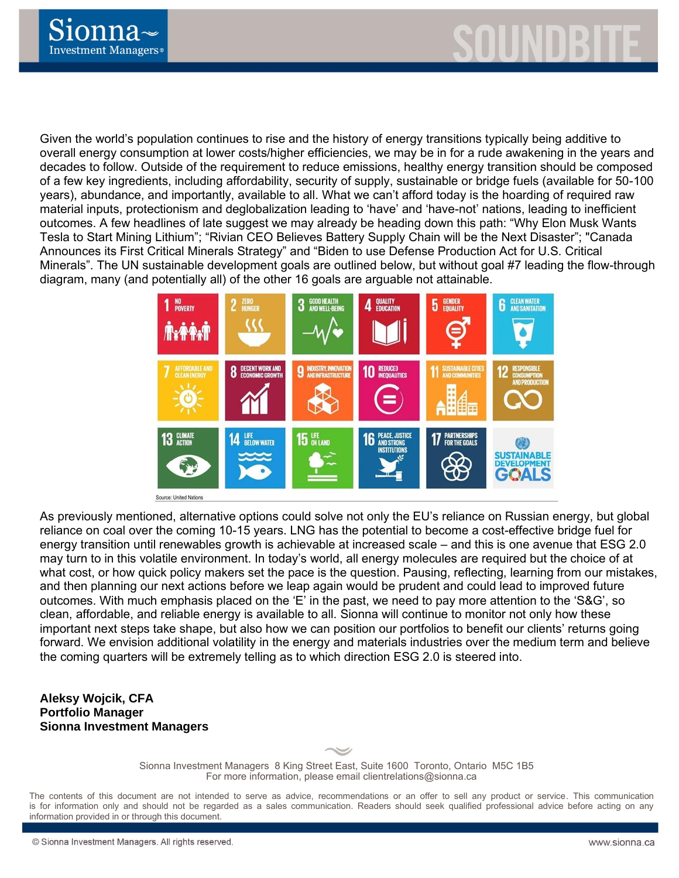Given the world's population continues to rise and the history of energy transitions typically being additive to overall energy consumption at lower costs/higher efficiencies, we may be in for a rude awakening in the years and decades to follow. Outside of the requirement to reduce emissions, healthy energy transition should be composed of a few key ingredients, including affordability, security of supply, sustainable or bridge fuels (available for 50-100 years), abundance, and importantly, available to all. What we can't afford today is the hoarding of required raw material inputs, protectionism and deglobalization leading to 'have' and 'have-not' nations, leading to inefficient outcomes. A few headlines of late suggest we may already be heading down this path: "Why Elon Musk Wants Tesla to Start Mining Lithium"; "Rivian CEO Believes Battery Supply Chain will be the Next Disaster"; "Canada Announces its First Critical Minerals Strategy" and "Biden to use Defense Production Act for U.S. Critical Minerals". The UN sustainable development goals are outlined below, but without goal #7 leading the flow-through diagram, many (and potentially all) of the other 16 goals are arguable not attainable.

1 NO POVERTY
2 ZERO HUNGER
3 GOOD HEALTH AND WELL-BEING
4 QUALITY EDUCATION
5 GENDER EQUALITY
6 CLEAN WATER AND SANITATION
7 AFFORDABLE AND CLEAN ENERGY
8 DECENT WORK AND ECONOMIC GROWTH
9 INDUSTRY, INNOVATION AND INFRASTRUCTURE
10 REDUCED INEQUALITIES
11 SUSTAINABLE CITIES AND COMMUNITIES
12 RESPONSIBLE CONSUMPTION AND PRODUCTION
13 CLIMATE ACTION
14 LIFE BELOW WATER
15 LIFE ON LAND
16 PEACE, JUSTICE AND STRONG INSTITUTIONS
17 PARTNERSHIPS FOR THE GOALS
SUSTAINABLE DEVELOPMENT GOALS

Source: United Nations

As previously mentioned, alternative options could solve not only the EU's reliance on Russian energy, but global reliance on coal over the coming 10-15 years. LNG has the potential to become a cost-effective bridge fuel for energy transition until renewables growth is achievable at increased scale – and this is one avenue that ESG 2.0 may turn to in this volatile environment. In today's world, all energy molecules are required but the choice of at what cost, or how quick policy makers set the pace is the question. Pausing, reflecting, learning from our mistakes, and then planning our next actions before we leap again would be prudent and could lead to improved future outcomes. With much emphasis placed on the 'E' in the past, we need to pay more attention to the 'S&G', so clean, affordable, and reliable energy is available to all. Sionna will continue to monitor not only how these important next steps take shape, but also how we can position our portfolios to benefit our clients' returns going forward. We envision additional volatility in the energy and materials industries over the medium term and believe the coming quarters will be extremely telling as to which direction ESG 2.0 is steered into.

**Aleksy Wojcik, CFA**
**Portfolio Manager**
**Sionna Investment Managers**

Sionna Investment Managers 8 King Street East, Suite 1600 Toronto, Ontario M5C 1B5
For more information, please email clientrelations@sionna.ca

The contents of this document are not intended to serve as advice, recommendations or an offer to sell any product or service. This communication is for information only and should not be regarded as a sales communication. Readers should seek qualified professional advice before acting on any information provided in or through this document.

© Sionna Investment Managers. All rights reserved.